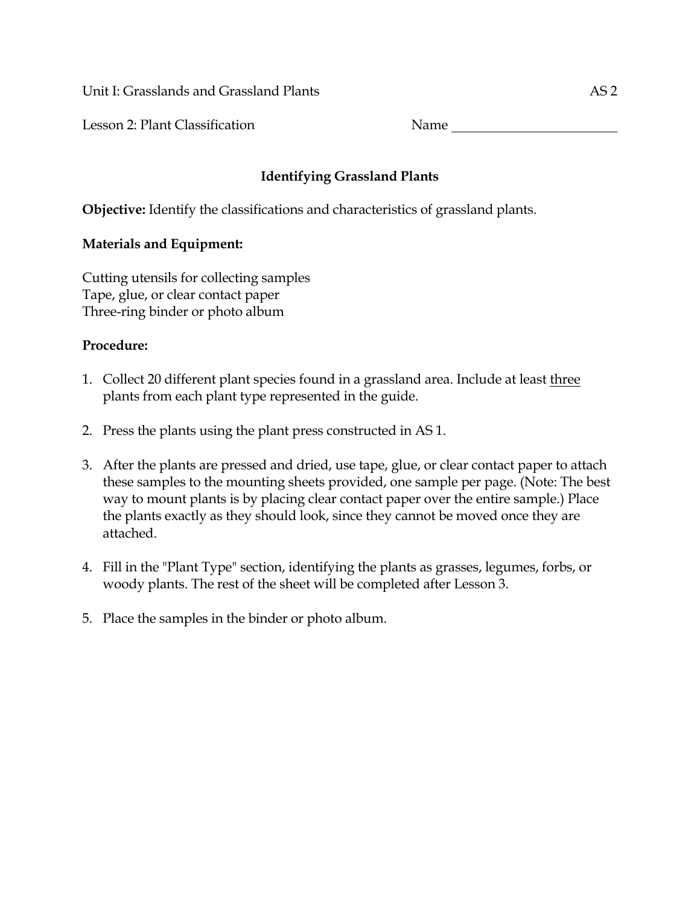Unit I: Grasslands and Grassland Plants AS 2

Lesson 2: Plant Classification Name ________________________

## Identifying Grassland Plants

**Objective:** Identify the classifications and characteristics of grassland plants.

**Materials and Equipment:**

Cutting utensils for collecting samples
Tape, glue, or clear contact paper
Three-ring binder or photo album

**Procedure:**

1. Collect 20 different plant species found in a grassland area. Include at least <u>three</u> plants from each plant type represented in the guide.

2. Press the plants using the plant press constructed in AS 1.

3. After the plants are pressed and dried, use tape, glue, or clear contact paper to attach these samples to the mounting sheets provided, one sample per page. (Note: The best way to mount plants is by placing clear contact paper over the entire sample.) Place the plants exactly as they should look, since they cannot be moved once they are attached.

4. Fill in the "Plant Type" section, identifying the plants as grasses, legumes, forbs, or woody plants. The rest of the sheet will be completed after Lesson 3.

5. Place the samples in the binder or photo album.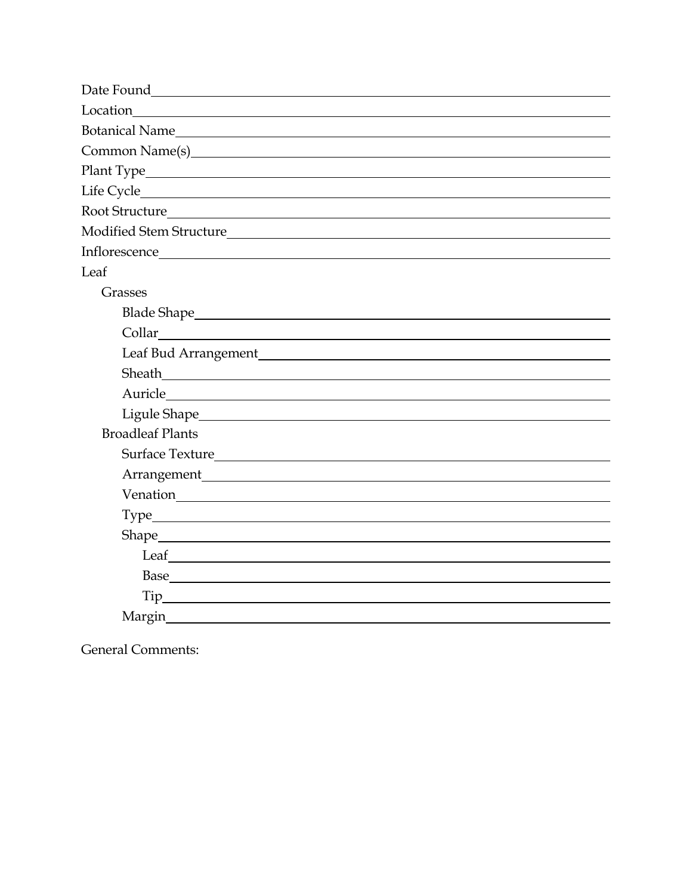Date Found\_\_\_\_\_\_\_\_\_\_\_\_\_\_\_\_\_\_\_\_\_\_\_\_\_\_\_\_\_\_\_\_\_\_\_\_\_\_\_\_

Location\_\_\_\_\_\_\_\_\_\_\_\_\_\_\_\_\_\_\_\_\_\_\_\_\_\_\_\_\_\_\_\_\_\_\_\_\_\_\_\_

Botanical Name\_\_\_\_\_\_\_\_\_\_\_\_\_\_\_\_\_\_\_\_\_\_\_\_\_\_\_\_\_\_\_\_\_\_\_\_\_\_\_\_

Common Name(s)\_\_\_\_\_\_\_\_\_\_\_\_\_\_\_\_\_\_\_\_\_\_\_\_\_\_\_\_\_\_\_\_\_\_\_\_\_\_\_\_

Plant Type\_\_\_\_\_\_\_\_\_\_\_\_\_\_\_\_\_\_\_\_\_\_\_\_\_\_\_\_\_\_\_\_\_\_\_\_\_\_\_\_

Life Cycle\_\_\_\_\_\_\_\_\_\_\_\_\_\_\_\_\_\_\_\_\_\_\_\_\_\_\_\_\_\_\_\_\_\_\_\_\_\_\_\_

Root Structure\_\_\_\_\_\_\_\_\_\_\_\_\_\_\_\_\_\_\_\_\_\_\_\_\_\_\_\_\_\_\_\_\_\_\_\_\_\_\_\_

Modified Stem Structure\_\_\_\_\_\_\_\_\_\_\_\_\_\_\_\_\_\_\_\_\_\_\_\_\_\_\_\_\_\_\_\_\_\_\_\_\_\_\_\_

Inflorescence\_\_\_\_\_\_\_\_\_\_\_\_\_\_\_\_\_\_\_\_\_\_\_\_\_\_\_\_\_\_\_\_\_\_\_\_\_\_\_\_

Leaf

- Grasses
  - Blade Shape\_\_\_\_\_\_\_\_\_\_\_\_\_\_\_\_\_\_\_\_\_\_\_\_\_\_\_\_\_\_\_\_\_\_\_\_\_\_\_\_
  - Collar\_\_\_\_\_\_\_\_\_\_\_\_\_\_\_\_\_\_\_\_\_\_\_\_\_\_\_\_\_\_\_\_\_\_\_\_\_\_\_\_
  - Leaf Bud Arrangement\_\_\_\_\_\_\_\_\_\_\_\_\_\_\_\_\_\_\_\_\_\_\_\_\_\_\_\_\_\_\_\_\_\_\_\_\_\_\_\_
  - Sheath\_\_\_\_\_\_\_\_\_\_\_\_\_\_\_\_\_\_\_\_\_\_\_\_\_\_\_\_\_\_\_\_\_\_\_\_\_\_\_\_
  - Auricle\_\_\_\_\_\_\_\_\_\_\_\_\_\_\_\_\_\_\_\_\_\_\_\_\_\_\_\_\_\_\_\_\_\_\_\_\_\_\_\_
  - Ligule Shape\_\_\_\_\_\_\_\_\_\_\_\_\_\_\_\_\_\_\_\_\_\_\_\_\_\_\_\_\_\_\_\_\_\_\_\_\_\_\_\_
- Broadleaf Plants
  - Surface Texture\_\_\_\_\_\_\_\_\_\_\_\_\_\_\_\_\_\_\_\_\_\_\_\_\_\_\_\_\_\_\_\_\_\_\_\_\_\_\_\_
  - Arrangement\_\_\_\_\_\_\_\_\_\_\_\_\_\_\_\_\_\_\_\_\_\_\_\_\_\_\_\_\_\_\_\_\_\_\_\_\_\_\_\_
  - Venation\_\_\_\_\_\_\_\_\_\_\_\_\_\_\_\_\_\_\_\_\_\_\_\_\_\_\_\_\_\_\_\_\_\_\_\_\_\_\_\_
  - Type\_\_\_\_\_\_\_\_\_\_\_\_\_\_\_\_\_\_\_\_\_\_\_\_\_\_\_\_\_\_\_\_\_\_\_\_\_\_\_\_
  - Shape\_\_\_\_\_\_\_\_\_\_\_\_\_\_\_\_\_\_\_\_\_\_\_\_\_\_\_\_\_\_\_\_\_\_\_\_\_\_\_\_
    - Leaf\_\_\_\_\_\_\_\_\_\_\_\_\_\_\_\_\_\_\_\_\_\_\_\_\_\_\_\_\_\_\_\_\_\_\_\_\_\_\_\_
    - Base\_\_\_\_\_\_\_\_\_\_\_\_\_\_\_\_\_\_\_\_\_\_\_\_\_\_\_\_\_\_\_\_\_\_\_\_\_\_\_\_
    - Tip\_\_\_\_\_\_\_\_\_\_\_\_\_\_\_\_\_\_\_\_\_\_\_\_\_\_\_\_\_\_\_\_\_\_\_\_\_\_\_\_
  - Margin\_\_\_\_\_\_\_\_\_\_\_\_\_\_\_\_\_\_\_\_\_\_\_\_\_\_\_\_\_\_\_\_\_\_\_\_\_\_\_\_

General Comments: